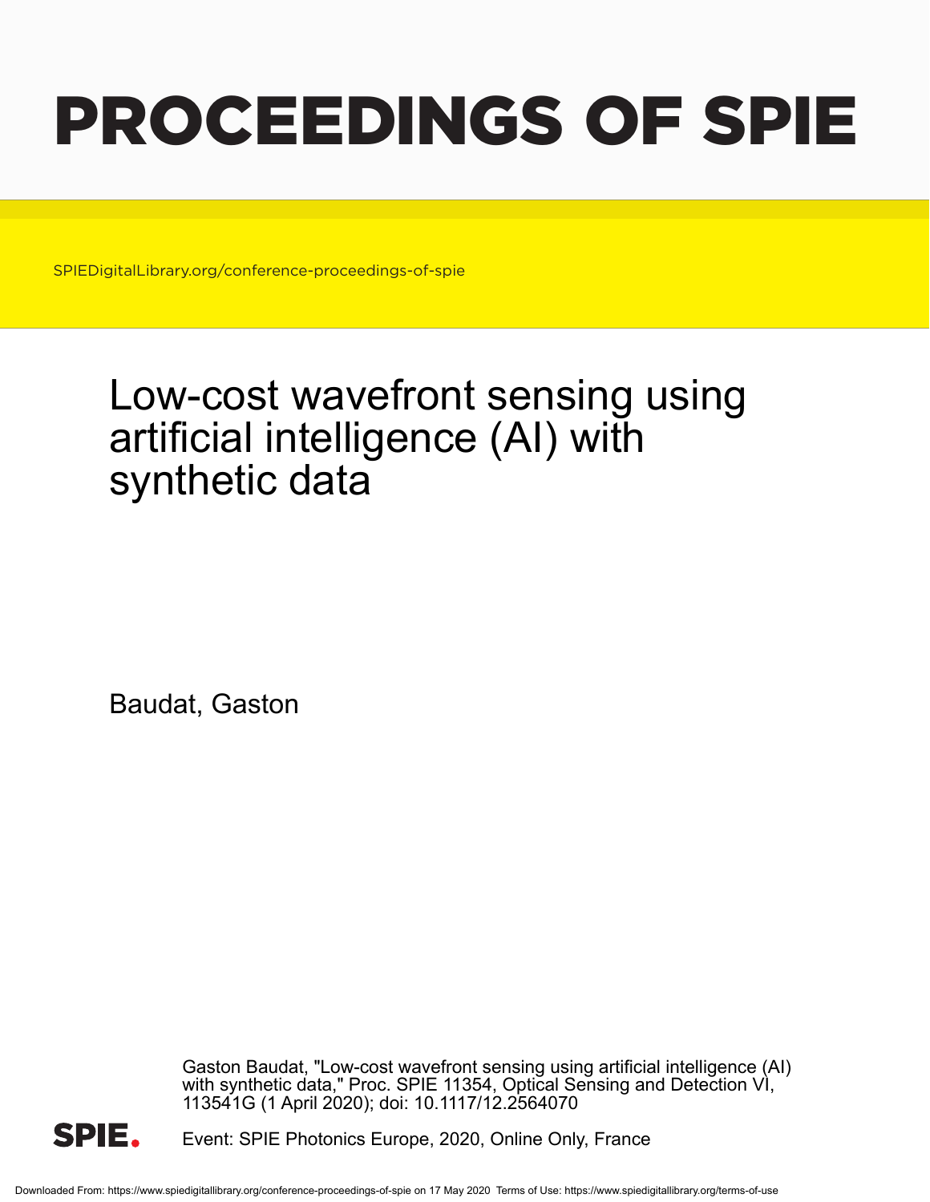# PROCEEDINGS OF SPIE

SPIEDigitalLibrary.org/conference-proceedings-of-spie

## Low-cost wavefront sensing using artificial intelligence (AI) with synthetic data

Baudat, Gaston

Gaston Baudat, "Low-cost wavefront sensing using artificial intelligence (AI) with synthetic data," Proc. SPIE 11354, Optical Sensing and Detection VI, 113541G (1 April 2020); doi: 10.1117/12.2564070

Event: SPIE Photonics Europe, 2020, Online Only, France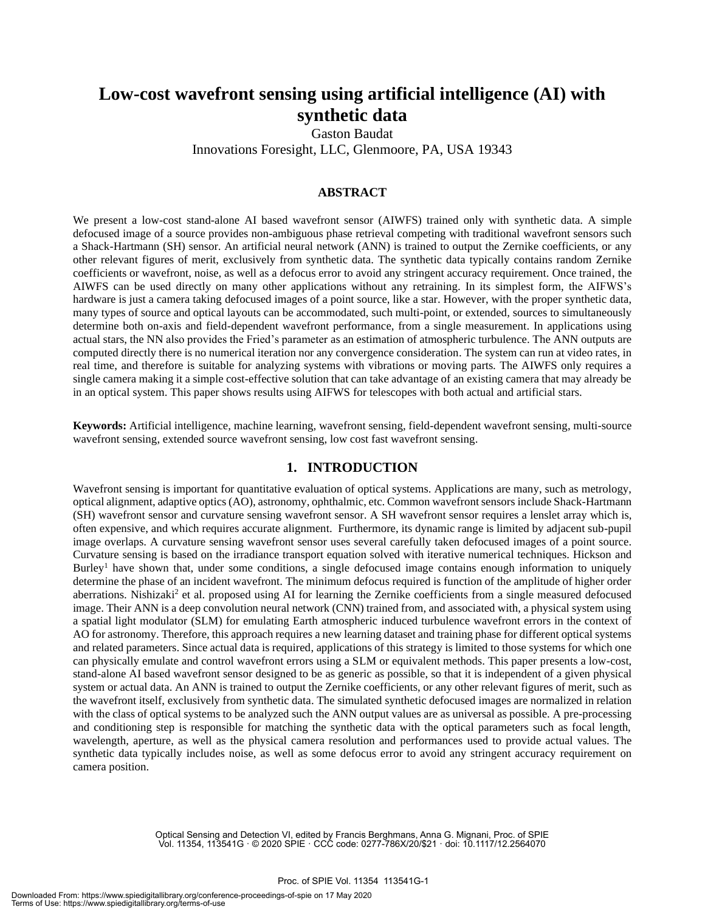# Low-cost wavefront sensing using artificial intelligence (AI) with synthetic data

Gaston Baudat

Innovations Foresight, LLC, Glenmoore, PA, USA 19343

## ABSTRACT

We present a low-cost stand-alone AI based wavefront sensor (AIWFS) trained only with synthetic data. A simple defocused image of a source provides non-ambiguous phase retrieval competing with traditional wavefront sensors such a Shack-Hartmann (SH) sensor. An artificial neural network (ANN) is trained to output the Zernike coefficients, or any other relevant figures of merit, exclusively from synthetic data. The synthetic data typically contains random Zernike coefficients or wavefront, noise, as well as a defocus error to avoid any stringent accuracy requirement. Once trained, the AIWFS can be used directly on many other applications without any retraining. In its simplest form, the AIFWS's hardware is just a camera taking defocused images of a point source, like a star. However, with the proper synthetic data, many types of source and optical layouts can be accommodated, such multi-point, or extended, sources to simultaneously determine both on-axis and field-dependent wavefront performance, from a single measurement. In applications using actual stars, the NN also provides the Fried's parameter as an estimation of atmospheric turbulence. The ANN outputs are computed directly there is no numerical iteration nor any convergence consideration. The system can run at video rates, in real time, and therefore is suitable for analyzing systems with vibrations or moving parts. The AIWFS only requires a single camera making it a simple cost-effective solution that can take advantage of an existing camera that may already be in an optical system. This paper shows results using AIFWS for telescopes with both actual and artificial stars.

**Keywords:** Artificial intelligence, machine learning, wavefront sensing, field-dependent wavefront sensing, multi-source wavefront sensing, extended source wavefront sensing, low cost fast wavefront sensing.

## 1. INTRODUCTION

Wavefront sensing is important for quantitative evaluation of optical systems. Applications are many, such as metrology, optical alignment, adaptive optics (AO), astronomy, ophthalmic, etc. Common wavefront sensors include Shack-Hartmann (SH) wavefront sensor and curvature sensing wavefront sensor. A SH wavefront sensor requires a lenslet array which is, often expensive, and which requires accurate alignment. Furthermore, its dynamic range is limited by adjacent sub-pupil image overlaps. A curvature sensing wavefront sensor uses several carefully taken defocused images of a point source. Curvature sensing is based on the irradiance transport equation solved with iterative numerical techniques. Hickson and Burley[1] have shown that, under some conditions, a single defocused image contains enough information to uniquely determine the phase of an incident wavefront. The minimum defocus required is function of the amplitude of higher order aberrations. Nishizaki[2] et al. proposed using AI for learning the Zernike coefficients from a single measured defocused image. Their ANN is a deep convolution neural network (CNN) trained from, and associated with, a physical system using a spatial light modulator (SLM) for emulating Earth atmospheric induced turbulence wavefront errors in the context of AO for astronomy. Therefore, this approach requires a new learning dataset and training phase for different optical systems and related parameters. Since actual data is required, applications of this strategy is limited to those systems for which one can physically emulate and control wavefront errors using a SLM or equivalent methods. This paper presents a low-cost, stand-alone AI based wavefront sensor designed to be as generic as possible, so that it is independent of a given physical system or actual data. An ANN is trained to output the Zernike coefficients, or any other relevant figures of merit, such as the wavefront itself, exclusively from synthetic data. The simulated synthetic defocused images are normalized in relation with the class of optical systems to be analyzed such the ANN output values are as universal as possible. A pre-processing and conditioning step is responsible for matching the synthetic data with the optical parameters such as focal length, wavelength, aperture, as well as the physical camera resolution and performances used to provide actual values. The synthetic data typically includes noise, as well as some defocus error to avoid any stringent accuracy requirement on camera position.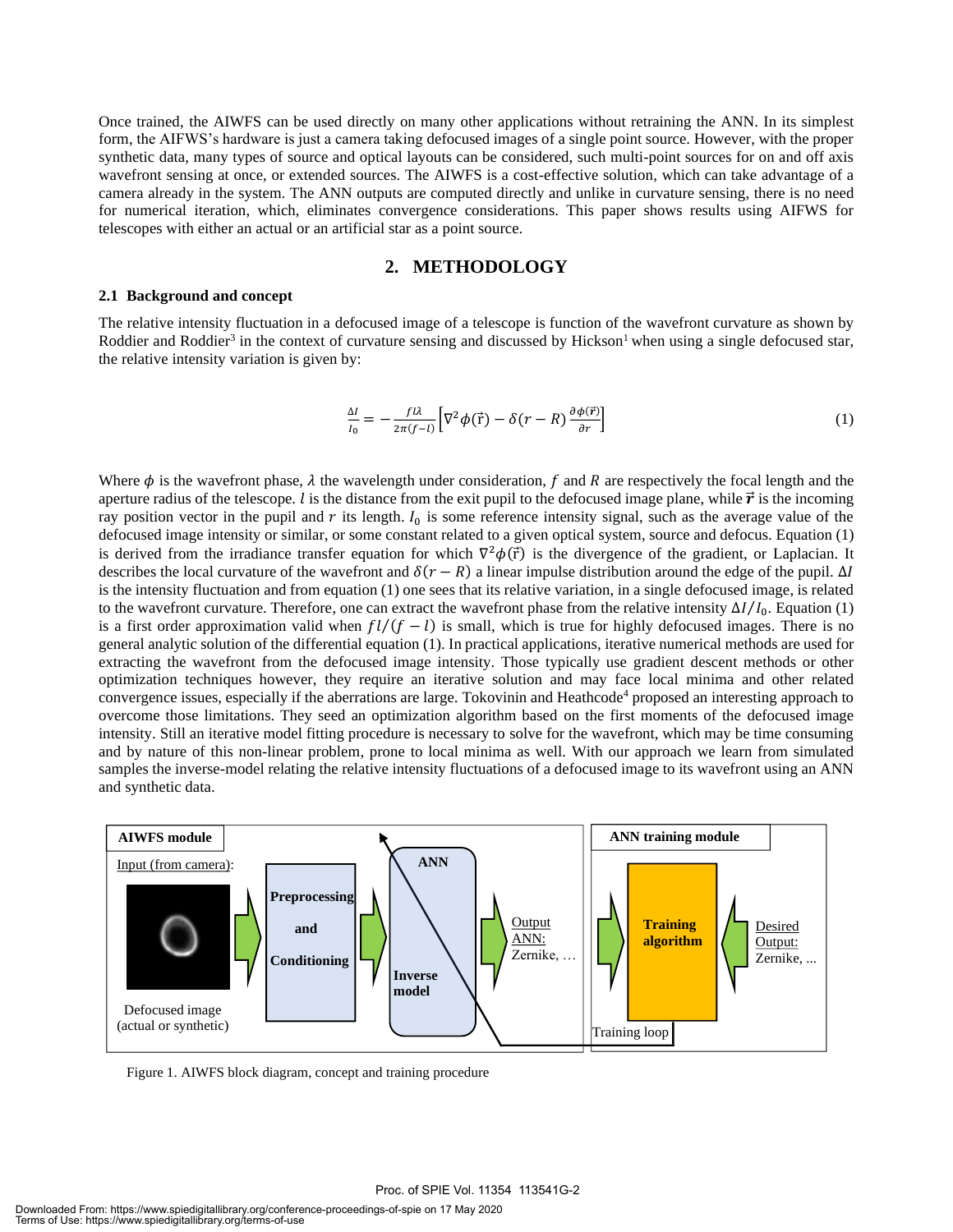Once trained, the AIWFS can be used directly on many other applications without retraining the ANN. In its simplest form, the AIFWS's hardware is just a camera taking defocused images of a single point source. However, with the proper synthetic data, many types of source and optical layouts can be considered, such multi-point sources for on and off axis wavefront sensing at once, or extended sources. The AIWFS is a cost-effective solution, which can take advantage of a camera already in the system. The ANN outputs are computed directly and unlike in curvature sensing, there is no need for numerical iteration, which, eliminates convergence considerations. This paper shows results using AIFWS for telescopes with either an actual or an artificial star as a point source.

## 2. METHODOLOGY

### 2.1 Background and concept

The relative intensity fluctuation in a defocused image of a telescope is function of the wavefront curvature as shown by Roddier and Roddier[3] in the context of curvature sensing and discussed by Hickson[1] when using a single defocused star, the relative intensity variation is given by:

$$\frac{\Delta I}{I_0} = -\frac{fl\lambda}{2\pi(f-l)}\left[\nabla^2\phi(\vec{\mathrm{r}}) - \delta(r-R)\frac{\partial\phi(\vec{r})}{\partial r}\right] \tag{1}$$

Where $\phi$ is the wavefront phase, $\lambda$ the wavelength under consideration, $f$ and $R$ are respectively the focal length and the aperture radius of the telescope. $l$ is the distance from the exit pupil to the defocused image plane, while $\vec{r}$ is the incoming ray position vector in the pupil and $r$ its length. $I_0$ is some reference intensity signal, such as the average value of the defocused image intensity or similar, or some constant related to a given optical system, source and defocus. Equation (1) is derived from the irradiance transfer equation for which $\nabla^2\phi(\vec{\mathrm{r}})$ is the divergence of the gradient, or Laplacian. It describes the local curvature of the wavefront and $\delta(r-R)$ a linear impulse distribution around the edge of the pupil. $\Delta I$ is the intensity fluctuation and from equation (1) one sees that its relative variation, in a single defocused image, is related to the wavefront curvature. Therefore, one can extract the wavefront phase from the relative intensity $\Delta I/I_0$. Equation (1) is a first order approximation valid when $fl/(f-l)$ is small, which is true for highly defocused images. There is no general analytic solution of the differential equation (1). In practical applications, iterative numerical methods are used for extracting the wavefront from the defocused image intensity. Those typically use gradient descent methods or other optimization techniques however, they require an iterative solution and may face local minima and other related convergence issues, especially if the aberrations are large. Tokovinin and Heathcode[4] proposed an interesting approach to overcome those limitations. They seed an optimization algorithm based on the first moments of the defocused image intensity. Still an iterative model fitting procedure is necessary to solve for the wavefront, which may be time consuming and by nature of this non-linear problem, prone to local minima as well. With our approach we learn from simulated samples the inverse-model relating the relative intensity fluctuations of a defocused image to its wavefront using an ANN and synthetic data.

Figure 1. AIWFS block diagram, concept and training procedure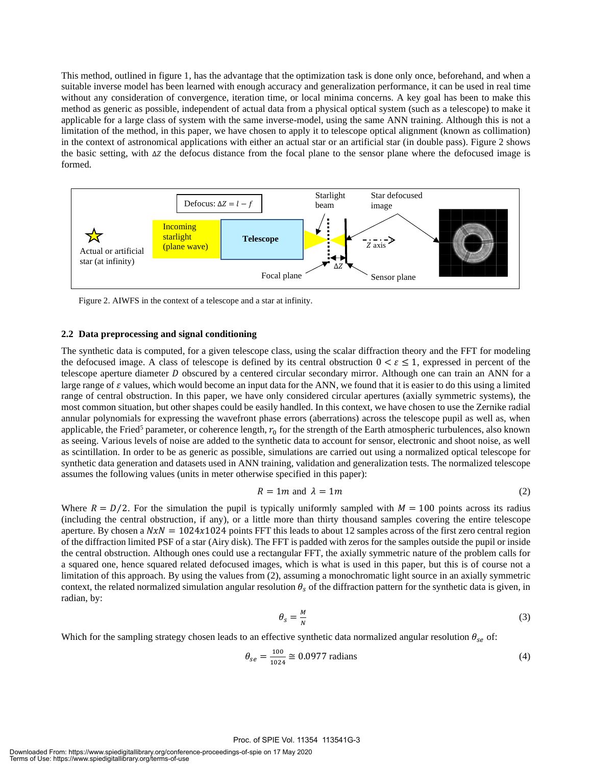This method, outlined in figure 1, has the advantage that the optimization task is done only once, beforehand, and when a suitable inverse model has been learned with enough accuracy and generalization performance, it can be used in real time without any consideration of convergence, iteration time, or local minima concerns. A key goal has been to make this method as generic as possible, independent of actual data from a physical optical system (such as a telescope) to make it applicable for a large class of system with the same inverse-model, using the same ANN training. Although this is not a limitation of the method, in this paper, we have chosen to apply it to telescope optical alignment (known as collimation) in the context of astronomical applications with either an actual star or an artificial star (in double pass). Figure 2 shows the basic setting, with $\Delta Z$ the defocus distance from the focal plane to the sensor plane where the defocused image is formed.

Figure 2. AIWFS in the context of a telescope and a star at infinity.

### 2.2 Data preprocessing and signal conditioning

The synthetic data is computed, for a given telescope class, using the scalar diffraction theory and the FFT for modeling the defocused image. A class of telescope is defined by its central obstruction $0 < \varepsilon \leq 1$, expressed in percent of the telescope aperture diameter $D$ obscured by a centered circular secondary mirror. Although one can train an ANN for a large range of $\varepsilon$ values, which would become an input data for the ANN, we found that it is easier to do this using a limited range of central obstruction. In this paper, we have only considered circular apertures (axially symmetric systems), the most common situation, but other shapes could be easily handled. In this context, we have chosen to use the Zernike radial annular polynomials for expressing the wavefront phase errors (aberrations) across the telescope pupil as well as, when applicable, the Fried[5] parameter, or coherence length, $r_0$ for the strength of the Earth atmospheric turbulences, also known as seeing. Various levels of noise are added to the synthetic data to account for sensor, electronic and shoot noise, as well as scintillation. In order to be as generic as possible, simulations are carried out using a normalized optical telescope for synthetic data generation and datasets used in ANN training, validation and generalization tests. The normalized telescope assumes the following values (units in meter otherwise specified in this paper):

$$R = 1m \text{ and } \lambda = 1m \tag{2}$$

Where $R = D/2$. For the simulation the pupil is typically uniformly sampled with $M = 100$ points across its radius (including the central obstruction, if any), or a little more than thirty thousand samples covering the entire telescope aperture. By chosen a $NxN = 1024x1024$ points FFT this leads to about 12 samples across of the first zero central region of the diffraction limited PSF of a star (Airy disk). The FFT is padded with zeros for the samples outside the pupil or inside the central obstruction. Although ones could use a rectangular FFT, the axially symmetric nature of the problem calls for a squared one, hence squared related defocused images, which is what is used in this paper, but this is of course not a limitation of this approach. By using the values from (2), assuming a monochromatic light source in an axially symmetric context, the related normalized simulation angular resolution $\theta_s$ of the diffraction pattern for the synthetic data is given, in radian, by:

$$\theta_s = \frac{M}{N} \tag{3}$$

Which for the sampling strategy chosen leads to an effective synthetic data normalized angular resolution $\theta_{se}$ of:

$$\theta_{se} = \frac{100}{1024} \cong 0.0977 \text{ radians} \tag{4}$$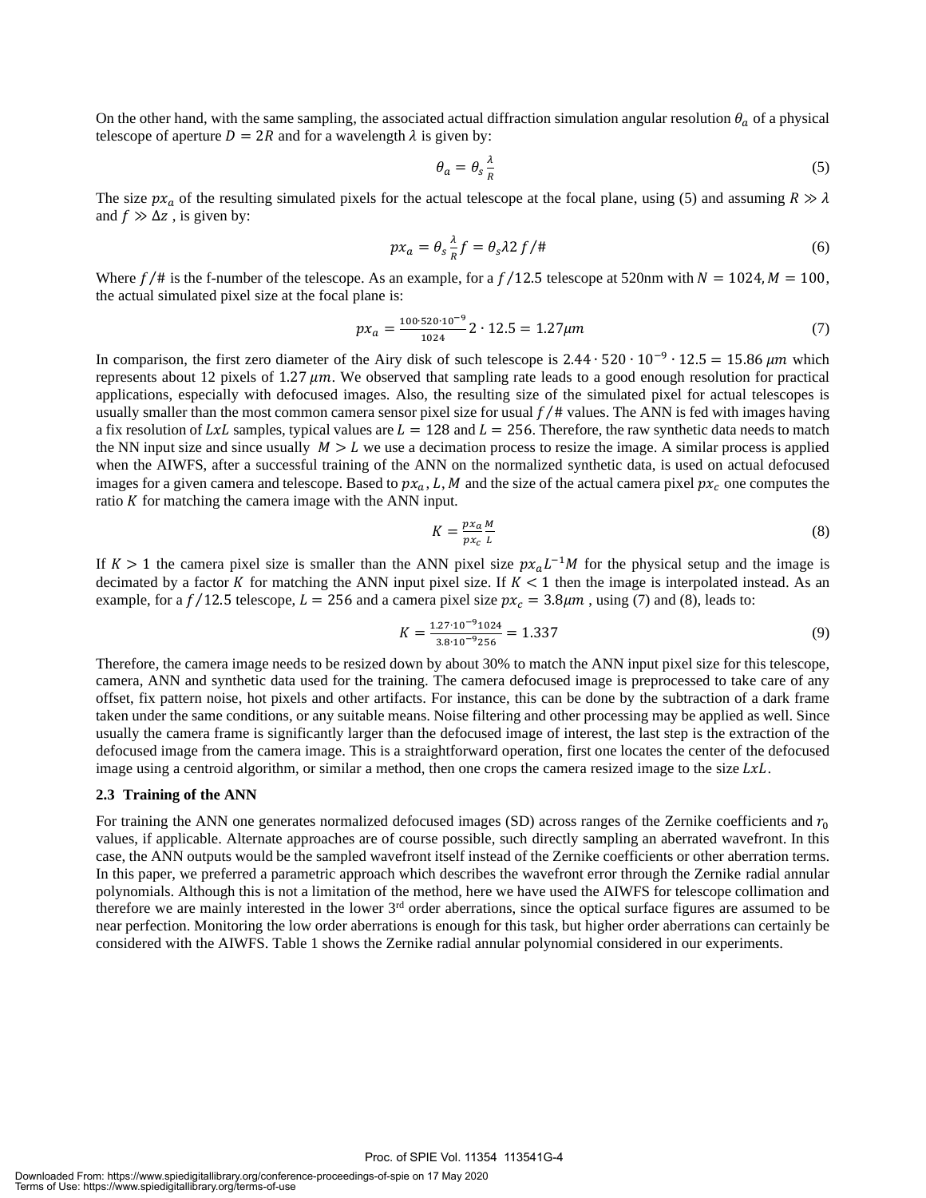On the other hand, with the same sampling, the associated actual diffraction simulation angular resolution $\theta_a$ of a physical telescope of aperture $D = 2R$ and for a wavelength $\lambda$ is given by:

$$\theta_a = \theta_s \frac{\lambda}{R} \tag{5}$$

The size $px_a$ of the resulting simulated pixels for the actual telescope at the focal plane, using (5) and assuming $R \gg \lambda$ and $f \gg \Delta z$ , is given by:

$$px_a = \theta_s \frac{\lambda}{R} f = \theta_s \lambda 2\, f/\# \tag{6}$$

Where $f/\#$ is the f-number of the telescope. As an example, for a $f/12.5$ telescope at 520nm with $N = 1024, M = 100$, the actual simulated pixel size at the focal plane is:

$$px_a = \frac{100 \cdot 520 \cdot 10^{-9}}{1024} 2 \cdot 12.5 = 1.27 \mu m \tag{7}$$

In comparison, the first zero diameter of the Airy disk of such telescope is $2.44 \cdot 520 \cdot 10^{-9} \cdot 12.5 = 15.86\ \mu m$ which represents about 12 pixels of $1.27\ \mu m$. We observed that sampling rate leads to a good enough resolution for practical applications, especially with defocused images. Also, the resulting size of the simulated pixel for actual telescopes is usually smaller than the most common camera sensor pixel size for usual $f/\#$ values. The ANN is fed with images having a fix resolution of $LxL$ samples, typical values are $L = 128$ and $L = 256$. Therefore, the raw synthetic data needs to match the NN input size and since usually $M > L$ we use a decimation process to resize the image. A similar process is applied when the AIWFS, after a successful training of the ANN on the normalized synthetic data, is used on actual defocused images for a given camera and telescope. Based to $px_a, L, M$ and the size of the actual camera pixel $px_c$ one computes the ratio $K$ for matching the camera image with the ANN input.

$$K = \frac{px_a}{px_c} \frac{M}{L} \tag{8}$$

If $K > 1$ the camera pixel size is smaller than the ANN pixel size $px_a L^{-1} M$ for the physical setup and the image is decimated by a factor $K$ for matching the ANN input pixel size. If $K < 1$ then the image is interpolated instead. As an example, for a $f/12.5$ telescope, $L = 256$ and a camera pixel size $px_c = 3.8 \mu m$ , using (7) and (8), leads to:

$$K = \frac{1.27 \cdot 10^{-9} 1024}{3.8 \cdot 10^{-9} 256} = 1.337 \tag{9}$$

Therefore, the camera image needs to be resized down by about 30% to match the ANN input pixel size for this telescope, camera, ANN and synthetic data used for the training. The camera defocused image is preprocessed to take care of any offset, fix pattern noise, hot pixels and other artifacts. For instance, this can be done by the subtraction of a dark frame taken under the same conditions, or any suitable means. Noise filtering and other processing may be applied as well. Since usually the camera frame is significantly larger than the defocused image of interest, the last step is the extraction of the defocused image from the camera image. This is a straightforward operation, first one locates the center of the defocused image using a centroid algorithm, or similar a method, then one crops the camera resized image to the size $LxL$.

### 2.3 Training of the ANN

For training the ANN one generates normalized defocused images (SD) across ranges of the Zernike coefficients and $r_0$ values, if applicable. Alternate approaches are of course possible, such directly sampling an aberrated wavefront. In this case, the ANN outputs would be the sampled wavefront itself instead of the Zernike coefficients or other aberration terms. In this paper, we preferred a parametric approach which describes the wavefront error through the Zernike radial annular polynomials. Although this is not a limitation of the method, here we have used the AIWFS for telescope collimation and therefore we are mainly interested in the lower 3rd order aberrations, since the optical surface figures are assumed to be near perfection. Monitoring the low order aberrations is enough for this task, but higher order aberrations can certainly be considered with the AIWFS. Table 1 shows the Zernike radial annular polynomial considered in our experiments.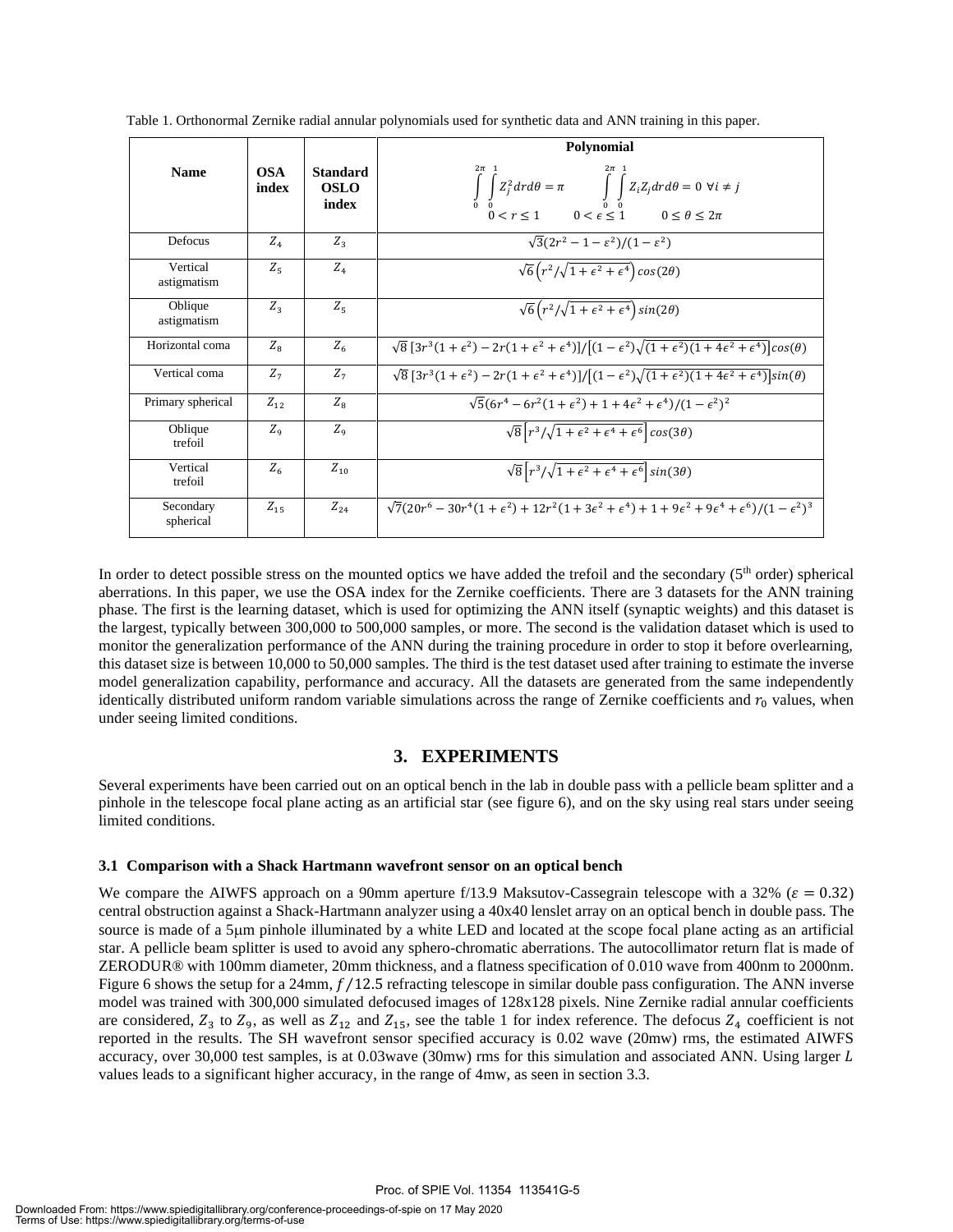Table 1. Orthonormal Zernike radial annular polynomials used for synthetic data and ANN training in this paper.

| Name | OSA index | Standard OSLO index | Polynomial $\int_0^{2\pi}\int_0^1 Z_j^2 dr d\theta = \pi \quad \int_0^{2\pi}\int_0^1 Z_i Z_j dr d\theta = 0 \ \forall i \neq j$ $0 < r \leq 1 \quad 0 < \epsilon \leq 1 \quad 0 \leq \theta \leq 2\pi$ |
|---|---|---|---|
| Defocus | $Z_4$ | $Z_3$ | $\sqrt{3}(2r^2 - 1 - \varepsilon^2)/(1-\varepsilon^2)$ |
| Vertical astigmatism | $Z_5$ | $Z_4$ | $\sqrt{6}\left(r^2/\sqrt{1+\epsilon^2+\epsilon^4}\right)cos(2\theta)$ |
| Oblique astigmatism | $Z_3$ | $Z_5$ | $\sqrt{6}\left(r^2/\sqrt{1+\epsilon^2+\epsilon^4}\right)sin(2\theta)$ |
| Horizontal coma | $Z_8$ | $Z_6$ | $\sqrt{8}\,[3r^3(1+\epsilon^2) - 2r(1+\epsilon^2+\epsilon^4)]/\left[(1-\epsilon^2)\sqrt{(1+\epsilon^2)(1+4\epsilon^2+\epsilon^4)}\right]cos(\theta)$ |
| Vertical coma | $Z_7$ | $Z_7$ | $\sqrt{8}\,[3r^3(1+\epsilon^2) - 2r(1+\epsilon^2+\epsilon^4)]/\left[(1-\epsilon^2)\sqrt{(1+\epsilon^2)(1+4\epsilon^2+\epsilon^4)}\right]sin(\theta)$ |
| Primary spherical | $Z_{12}$ | $Z_8$ | $\sqrt{5}(6r^4 - 6r^2(1+\epsilon^2) + 1 + 4\epsilon^2 + \epsilon^4)/(1-\epsilon^2)^2$ |
| Oblique trefoil | $Z_9$ | $Z_9$ | $\sqrt{8}\left[r^3/\sqrt{1+\epsilon^2+\epsilon^4+\epsilon^6}\right]cos(3\theta)$ |
| Vertical trefoil | $Z_6$ | $Z_{10}$ | $\sqrt{8}\left[r^3/\sqrt{1+\epsilon^2+\epsilon^4+\epsilon^6}\right]sin(3\theta)$ |
| Secondary spherical | $Z_{15}$ | $Z_{24}$ | $\sqrt{7}(20r^6 - 30r^4(1+\epsilon^2) + 12r^2(1+3\epsilon^2+\epsilon^4) + 1 + 9\epsilon^2 + 9\epsilon^4 + \epsilon^6)/(1-\epsilon^2)^3$ |

In order to detect possible stress on the mounted optics we have added the trefoil and the secondary (5th order) spherical aberrations. In this paper, we use the OSA index for the Zernike coefficients. There are 3 datasets for the ANN training phase. The first is the learning dataset, which is used for optimizing the ANN itself (synaptic weights) and this dataset is the largest, typically between 300,000 to 500,000 samples, or more. The second is the validation dataset which is used to monitor the generalization performance of the ANN during the training procedure in order to stop it before overlearning, this dataset size is between 10,000 to 50,000 samples. The third is the test dataset used after training to estimate the inverse model generalization capability, performance and accuracy. All the datasets are generated from the same independently identically distributed uniform random variable simulations across the range of Zernike coefficients and $r_0$ values, when under seeing limited conditions.

## 3. EXPERIMENTS

Several experiments have been carried out on an optical bench in the lab in double pass with a pellicle beam splitter and a pinhole in the telescope focal plane acting as an artificial star (see figure 6), and on the sky using real stars under seeing limited conditions.

### 3.1 Comparison with a Shack Hartmann wavefront sensor on an optical bench

We compare the AIWFS approach on a 90mm aperture f/13.9 Maksutov-Cassegrain telescope with a 32% ($\varepsilon = 0.32$) central obstruction against a Shack-Hartmann analyzer using a 40x40 lenslet array on an optical bench in double pass. The source is made of a 5μm pinhole illuminated by a white LED and located at the scope focal plane acting as an artificial star. A pellicle beam splitter is used to avoid any sphero-chromatic aberrations. The autocollimator return flat is made of ZERODUR® with 100mm diameter, 20mm thickness, and a flatness specification of 0.010 wave from 400nm to 2000nm. Figure 6 shows the setup for a 24mm, $f/12.5$ refracting telescope in similar double pass configuration. The ANN inverse model was trained with 300,000 simulated defocused images of 128x128 pixels. Nine Zernike radial annular coefficients are considered, $Z_3$ to $Z_9$, as well as $Z_{12}$ and $Z_{15}$, see the table 1 for index reference. The defocus $Z_4$ coefficient is not reported in the results. The SH wavefront sensor specified accuracy is 0.02 wave (20mw) rms, the estimated AIWFS accuracy, over 30,000 test samples, is at 0.03wave (30mw) rms for this simulation and associated ANN. Using larger $L$ values leads to a significant higher accuracy, in the range of 4mw, as seen in section 3.3.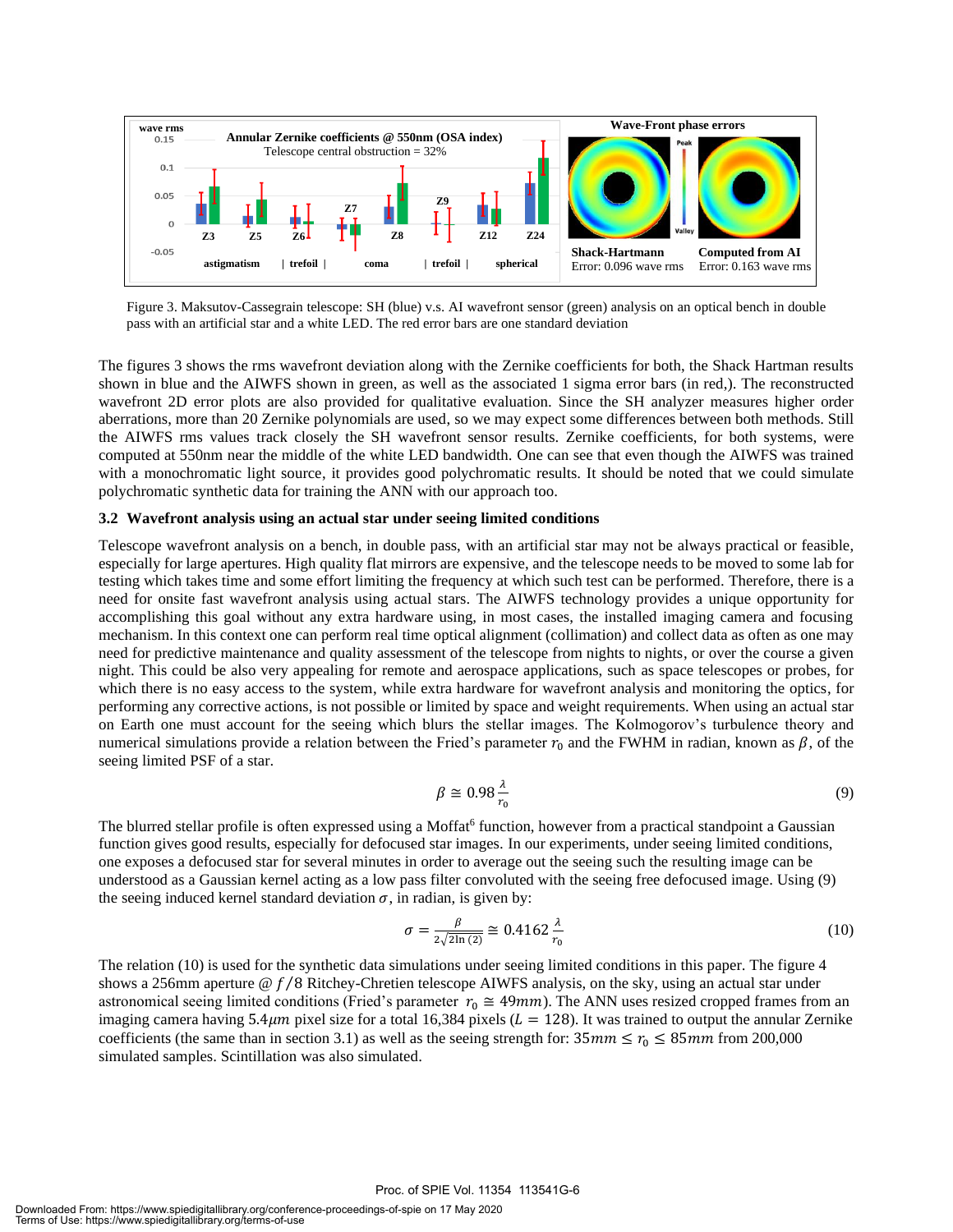Figure 3. Maksutov-Cassegrain telescope: SH (blue) v.s. AI wavefront sensor (green) analysis on an optical bench in double pass with an artificial star and a white LED. The red error bars are one standard deviation

The figures 3 shows the rms wavefront deviation along with the Zernike coefficients for both, the Shack Hartman results shown in blue and the AIWFS shown in green, as well as the associated 1 sigma error bars (in red,). The reconstructed wavefront 2D error plots are also provided for qualitative evaluation. Since the SH analyzer measures higher order aberrations, more than 20 Zernike polynomials are used, so we may expect some differences between both methods. Still the AIWFS rms values track closely the SH wavefront sensor results. Zernike coefficients, for both systems, were computed at 550nm near the middle of the white LED bandwidth. One can see that even though the AIWFS was trained with a monochromatic light source, it provides good polychromatic results. It should be noted that we could simulate polychromatic synthetic data for training the ANN with our approach too.

### 3.2 Wavefront analysis using an actual star under seeing limited conditions

Telescope wavefront analysis on a bench, in double pass, with an artificial star may not be always practical or feasible, especially for large apertures. High quality flat mirrors are expensive, and the telescope needs to be moved to some lab for testing which takes time and some effort limiting the frequency at which such test can be performed. Therefore, there is a need for onsite fast wavefront analysis using actual stars. The AIWFS technology provides a unique opportunity for accomplishing this goal without any extra hardware using, in most cases, the installed imaging camera and focusing mechanism. In this context one can perform real time optical alignment (collimation) and collect data as often as one may need for predictive maintenance and quality assessment of the telescope from nights to nights, or over the course a given night. This could be also very appealing for remote and aerospace applications, such as space telescopes or probes, for which there is no easy access to the system, while extra hardware for wavefront analysis and monitoring the optics, for performing any corrective actions, is not possible or limited by space and weight requirements. When using an actual star on Earth one must account for the seeing which blurs the stellar images. The Kolmogorov's turbulence theory and numerical simulations provide a relation between the Fried's parameter $r_0$ and the FWHM in radian, known as $\beta$, of the seeing limited PSF of a star.

$$\beta \cong 0.98 \frac{\lambda}{r_0} \tag{9}$$

The blurred stellar profile is often expressed using a Moffat[6] function, however from a practical standpoint a Gaussian function gives good results, especially for defocused star images. In our experiments, under seeing limited conditions, one exposes a defocused star for several minutes in order to average out the seeing such the resulting image can be understood as a Gaussian kernel acting as a low pass filter convoluted with the seeing free defocused image. Using (9) the seeing induced kernel standard deviation $\sigma$, in radian, is given by:

$$\sigma = \frac{\beta}{2\sqrt{2\ln(2)}} \cong 0.4162 \frac{\lambda}{r_0} \tag{10}$$

The relation (10) is used for the synthetic data simulations under seeing limited conditions in this paper. The figure 4 shows a 256mm aperture @ $f/8$ Ritchey-Chretien telescope AIWFS analysis, on the sky, using an actual star under astronomical seeing limited conditions (Fried's parameter $r_0 \cong 49mm$). The ANN uses resized cropped frames from an imaging camera having $5.4\mu m$ pixel size for a total 16,384 pixels ($L = 128$). It was trained to output the annular Zernike coefficients (the same than in section 3.1) as well as the seeing strength for: $35mm \leq r_0 \leq 85mm$ from 200,000 simulated samples. Scintillation was also simulated.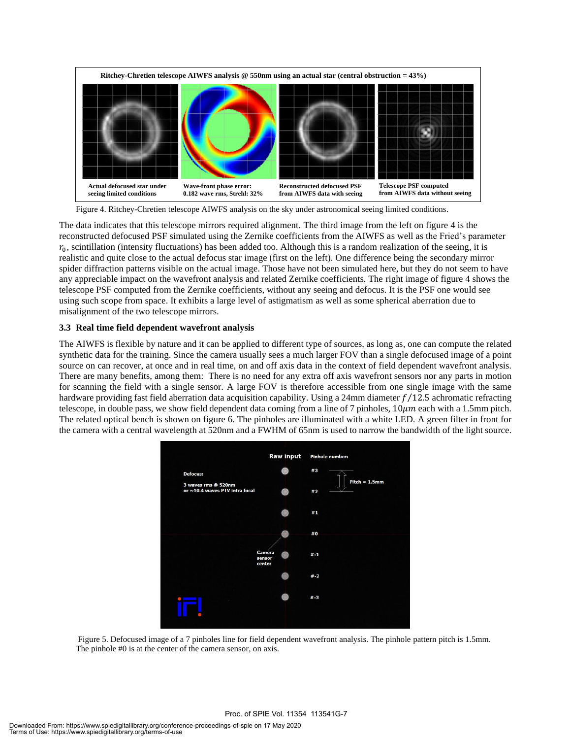Ritchey-Chretien telescope AIWFS analysis @ 550nm using an actual star (central obstruction = 43%)

| Actual defocused star under seeing limited conditions | Wave-front phase error: 0.182 wave rms, Strehl: 32% | Reconstructed defocused PSF from AIWFS data with seeing | Telescope PSF computed from AIWFS data without seeing |
|---|---|---|---|

Figure 4. Ritchey-Chretien telescope AIWFS analysis on the sky under astronomical seeing limited conditions.

The data indicates that this telescope mirrors required alignment. The third image from the left on figure 4 is the reconstructed defocused PSF simulated using the Zernike coefficients from the AIWFS as well as the Fried's parameter $r_0$, scintillation (intensity fluctuations) has been added too. Although this is a random realization of the seeing, it is realistic and quite close to the actual defocus star image (first on the left). One difference being the secondary mirror spider diffraction patterns visible on the actual image. Those have not been simulated here, but they do not seem to have any appreciable impact on the wavefront analysis and related Zernike coefficients. The right image of figure 4 shows the telescope PSF computed from the Zernike coefficients, without any seeing and defocus. It is the PSF one would see using such scope from space. It exhibits a large level of astigmatism as well as some spherical aberration due to misalignment of the two telescope mirrors.

### 3.3 Real time field dependent wavefront analysis

The AIWFS is flexible by nature and it can be applied to different type of sources, as long as, one can compute the related synthetic data for the training. Since the camera usually sees a much larger FOV than a single defocused image of a point source on can recover, at once and in real time, on and off axis data in the context of field dependent wavefront analysis. There are many benefits, among them: There is no need for any extra off axis wavefront sensors nor any parts in motion for scanning the field with a single sensor. A large FOV is therefore accessible from one single image with the same hardware providing fast field aberration data acquisition capability. Using a 24mm diameter $f/12.5$ achromatic refracting telescope, in double pass, we show field dependent data coming from a line of 7 pinholes, $10\mu m$ each with a 1.5mm pitch. The related optical bench is shown on figure 6. The pinholes are illuminated with a white LED. A green filter in front for the camera with a central wavelength at 520nm and a FWHM of 65nm is used to narrow the bandwidth of the light source.

Raw input — Pinhole number: #3, #2, #1, #0, #-1, #-2, #-3

Defocus: 3 waves rms @ 520nm or ~10.4 waves PTV intra focal

Pitch = 1.5mm

Camera sensor center

Figure 5. Defocused image of a 7 pinholes line for field dependent wavefront analysis. The pinhole pattern pitch is 1.5mm. The pinhole #0 is at the center of the camera sensor, on axis.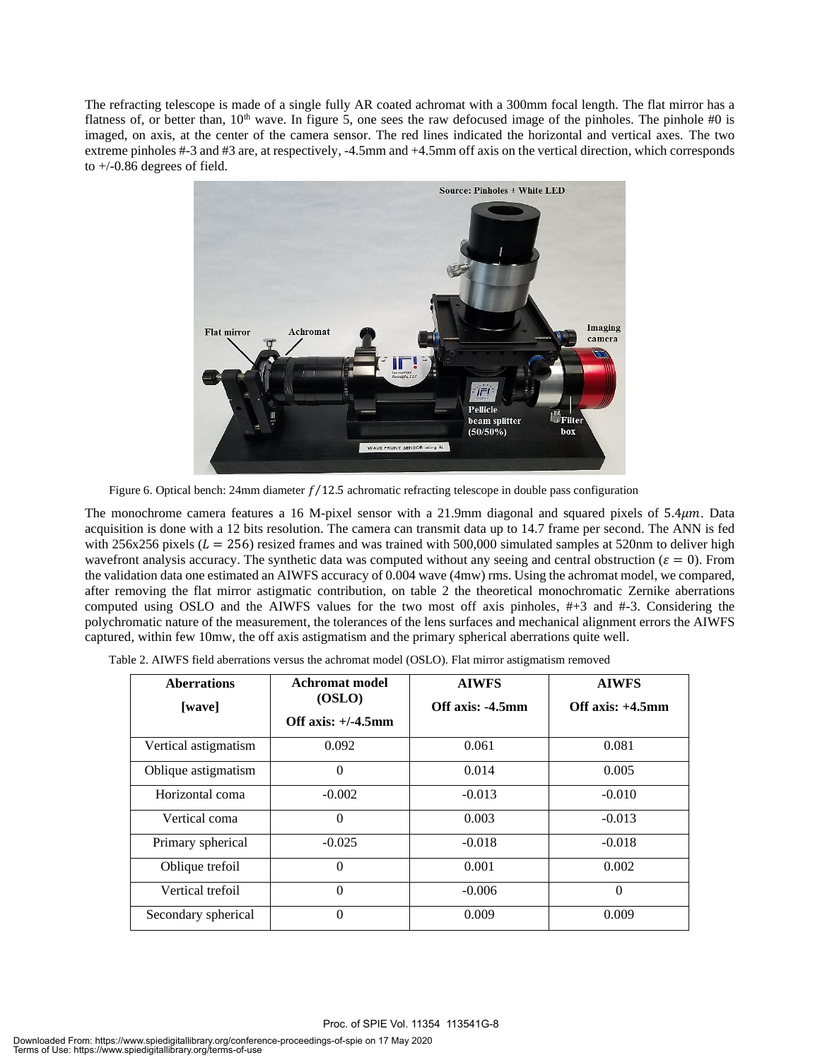The refracting telescope is made of a single fully AR coated achromat with a 300mm focal length. The flat mirror has a flatness of, or better than, 10th wave. In figure 5, one sees the raw defocused image of the pinholes. The pinhole #0 is imaged, on axis, at the center of the camera sensor. The red lines indicated the horizontal and vertical axes. The two extreme pinholes #-3 and #3 are, at respectively, -4.5mm and +4.5mm off axis on the vertical direction, which corresponds to +/-0.86 degrees of field.

Figure 6. Optical bench: 24mm diameter $f/12.5$ achromatic refracting telescope in double pass configuration

The monochrome camera features a 16 M-pixel sensor with a 21.9mm diagonal and squared pixels of $5.4\mu m$. Data acquisition is done with a 12 bits resolution. The camera can transmit data up to 14.7 frame per second. The ANN is fed with 256x256 pixels ($L = 256$) resized frames and was trained with 500,000 simulated samples at 520nm to deliver high wavefront analysis accuracy. The synthetic data was computed without any seeing and central obstruction ($\varepsilon = 0$). From the validation data one estimated an AIWFS accuracy of 0.004 wave (4mw) rms. Using the achromat model, we compared, after removing the flat mirror astigmatic contribution, on table 2 the theoretical monochromatic Zernike aberrations computed using OSLO and the AIWFS values for the two most off axis pinholes, #+3 and #-3. Considering the polychromatic nature of the measurement, the tolerances of the lens surfaces and mechanical alignment errors the AIWFS captured, within few 10mw, the off axis astigmatism and the primary spherical aberrations quite well.

Table 2. AIWFS field aberrations versus the achromat model (OSLO). Flat mirror astigmatism removed

| **Aberrations [wave]** | **Achromat model (OSLO) Off axis: +/-4.5mm** | **AIWFS Off axis: -4.5mm** | **AIWFS Off axis: +4.5mm** |
|---|---|---|---|
| Vertical astigmatism | 0.092 | 0.061 | 0.081 |
| Oblique astigmatism | 0 | 0.014 | 0.005 |
| Horizontal coma | -0.002 | -0.013 | -0.010 |
| Vertical coma | 0 | 0.003 | -0.013 |
| Primary spherical | -0.025 | -0.018 | -0.018 |
| Oblique trefoil | 0 | 0.001 | 0.002 |
| Vertical trefoil | 0 | -0.006 | 0 |
| Secondary spherical | 0 | 0.009 | 0.009 |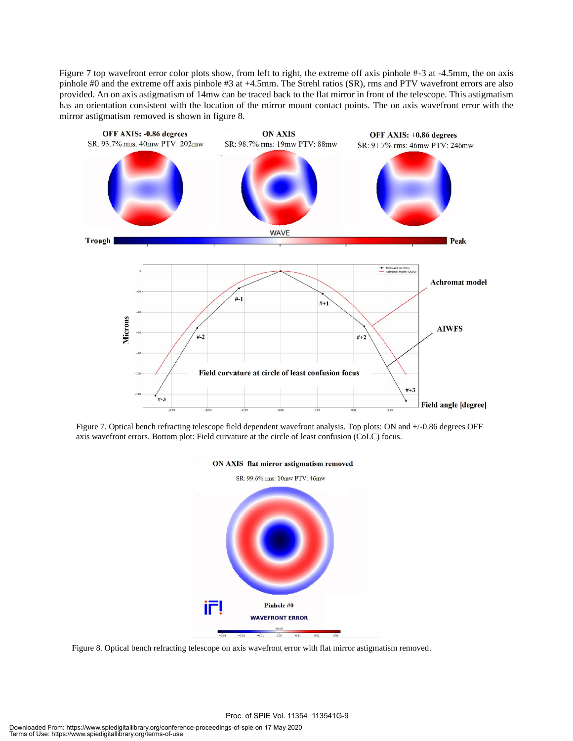Figure 7 top wavefront error color plots show, from left to right, the extreme off axis pinhole #-3 at -4.5mm, the on axis pinhole #0 and the extreme off axis pinhole #3 at +4.5mm. The Strehl ratios (SR), rms and PTV wavefront errors are also provided. An on axis astigmatism of 14mw can be traced back to the flat mirror in front of the telescope. This astigmatism has an orientation consistent with the location of the mirror mount contact points. The on axis wavefront error with the mirror astigmatism removed is shown in figure 8.

Figure 7. Optical bench refracting telescope field dependent wavefront analysis. Top plots: ON and +/-0.86 degrees OFF axis wavefront errors. Bottom plot: Field curvature at the circle of least confusion (CoLC) focus.

Figure 8. Optical bench refracting telescope on axis wavefront error with flat mirror astigmatism removed.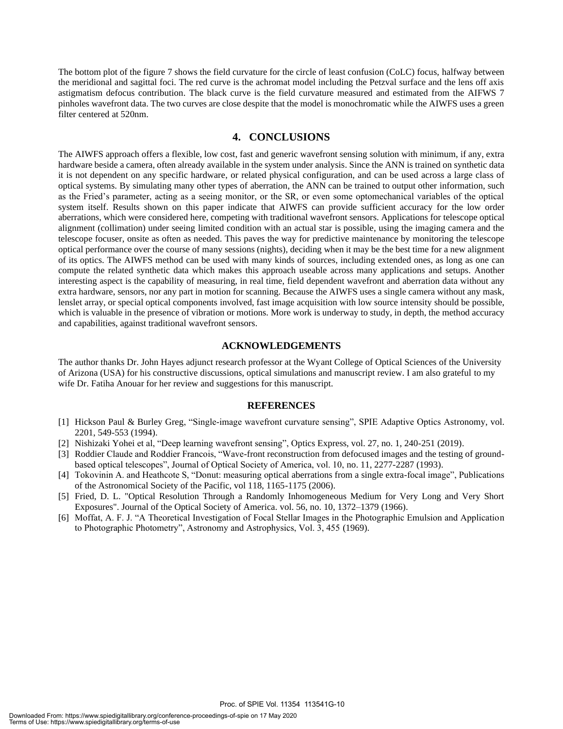The bottom plot of the figure 7 shows the field curvature for the circle of least confusion (CoLC) focus, halfway between the meridional and sagittal foci. The red curve is the achromat model including the Petzval surface and the lens off axis astigmatism defocus contribution. The black curve is the field curvature measured and estimated from the AIFWS 7 pinholes wavefront data. The two curves are close despite that the model is monochromatic while the AIWFS uses a green filter centered at 520nm.

## 4. CONCLUSIONS

The AIWFS approach offers a flexible, low cost, fast and generic wavefront sensing solution with minimum, if any, extra hardware beside a camera, often already available in the system under analysis. Since the ANN is trained on synthetic data it is not dependent on any specific hardware, or related physical configuration, and can be used across a large class of optical systems. By simulating many other types of aberration, the ANN can be trained to output other information, such as the Fried's parameter, acting as a seeing monitor, or the SR, or even some optomechanical variables of the optical system itself. Results shown on this paper indicate that AIWFS can provide sufficient accuracy for the low order aberrations, which were considered here, competing with traditional wavefront sensors. Applications for telescope optical alignment (collimation) under seeing limited condition with an actual star is possible, using the imaging camera and the telescope focuser, onsite as often as needed. This paves the way for predictive maintenance by monitoring the telescope optical performance over the course of many sessions (nights), deciding when it may be the best time for a new alignment of its optics. The AIWFS method can be used with many kinds of sources, including extended ones, as long as one can compute the related synthetic data which makes this approach useable across many applications and setups. Another interesting aspect is the capability of measuring, in real time, field dependent wavefront and aberration data without any extra hardware, sensors, nor any part in motion for scanning. Because the AIWFS uses a single camera without any mask, lenslet array, or special optical components involved, fast image acquisition with low source intensity should be possible, which is valuable in the presence of vibration or motions. More work is underway to study, in depth, the method accuracy and capabilities, against traditional wavefront sensors.

### ACKNOWLEDGEMENTS

The author thanks Dr. John Hayes adjunct research professor at the Wyant College of Optical Sciences of the University of Arizona (USA) for his constructive discussions, optical simulations and manuscript review. I am also grateful to my wife Dr. Fatiha Anouar for her review and suggestions for this manuscript.

### REFERENCES

[1] Hickson Paul & Burley Greg, "Single-image wavefront curvature sensing", SPIE Adaptive Optics Astronomy, vol. 2201, 549-553 (1994).

[2] Nishizaki Yohei et al, "Deep learning wavefront sensing", Optics Express, vol. 27, no. 1, 240-251 (2019).

[3] Roddier Claude and Roddier Francois, "Wave-front reconstruction from defocused images and the testing of ground-based optical telescopes", Journal of Optical Society of America, vol. 10, no. 11, 2277-2287 (1993).

[4] Tokovinin A. and Heathcote S, "Donut: measuring optical aberrations from a single extra-focal image", Publications of the Astronomical Society of the Pacific, vol 118, 1165-1175 (2006).

[5] Fried, D. L. "Optical Resolution Through a Randomly Inhomogeneous Medium for Very Long and Very Short Exposures". Journal of the Optical Society of America. vol. 56, no. 10, 1372–1379 (1966).

[6] Moffat, A. F. J. "A Theoretical Investigation of Focal Stellar Images in the Photographic Emulsion and Application to Photographic Photometry", Astronomy and Astrophysics, Vol. 3, 455 (1969).